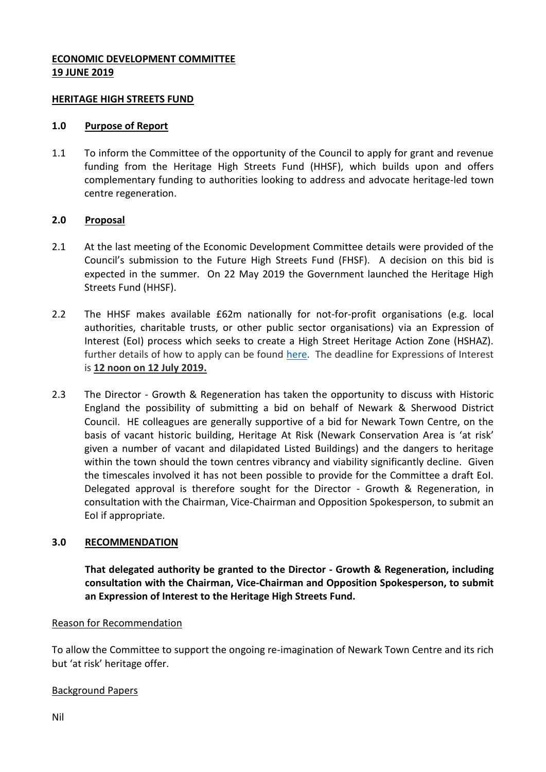**ECONOMIC DEVELOPMENT COMMITTEE**
**19 JUNE 2019**

**HERITAGE HIGH STREETS FUND**

## 1.0 Purpose of Report

1.1 To inform the Committee of the opportunity of the Council to apply for grant and revenue funding from the Heritage High Streets Fund (HHSF), which builds upon and offers complementary funding to authorities looking to address and advocate heritage-led town centre regeneration.

## 2.0 Proposal

2.1 At the last meeting of the Economic Development Committee details were provided of the Council's submission to the Future High Streets Fund (FHSF). A decision on this bid is expected in the summer. On 22 May 2019 the Government launched the Heritage High Streets Fund (HHSF).

2.2 The HHSF makes available £62m nationally for not-for-profit organisations (e.g. local authorities, charitable trusts, or other public sector organisations) via an Expression of Interest (EoI) process which seeks to create a High Street Heritage Action Zone (HSHAZ). further details of how to apply can be found here. The deadline for Expressions of Interest is **12 noon on 12 July 2019.**

2.3 The Director - Growth & Regeneration has taken the opportunity to discuss with Historic England the possibility of submitting a bid on behalf of Newark & Sherwood District Council. HE colleagues are generally supportive of a bid for Newark Town Centre, on the basis of vacant historic building, Heritage At Risk (Newark Conservation Area is 'at risk' given a number of vacant and dilapidated Listed Buildings) and the dangers to heritage within the town should the town centres vibrancy and viability significantly decline. Given the timescales involved it has not been possible to provide for the Committee a draft EoI. Delegated approval is therefore sought for the Director - Growth & Regeneration, in consultation with the Chairman, Vice-Chairman and Opposition Spokesperson, to submit an EoI if appropriate.

## 3.0 RECOMMENDATION

**That delegated authority be granted to the Director - Growth & Regeneration, including consultation with the Chairman, Vice-Chairman and Opposition Spokesperson, to submit an Expression of Interest to the Heritage High Streets Fund.**

Reason for Recommendation

To allow the Committee to support the ongoing re-imagination of Newark Town Centre and its rich but 'at risk' heritage offer.

Background Papers

Nil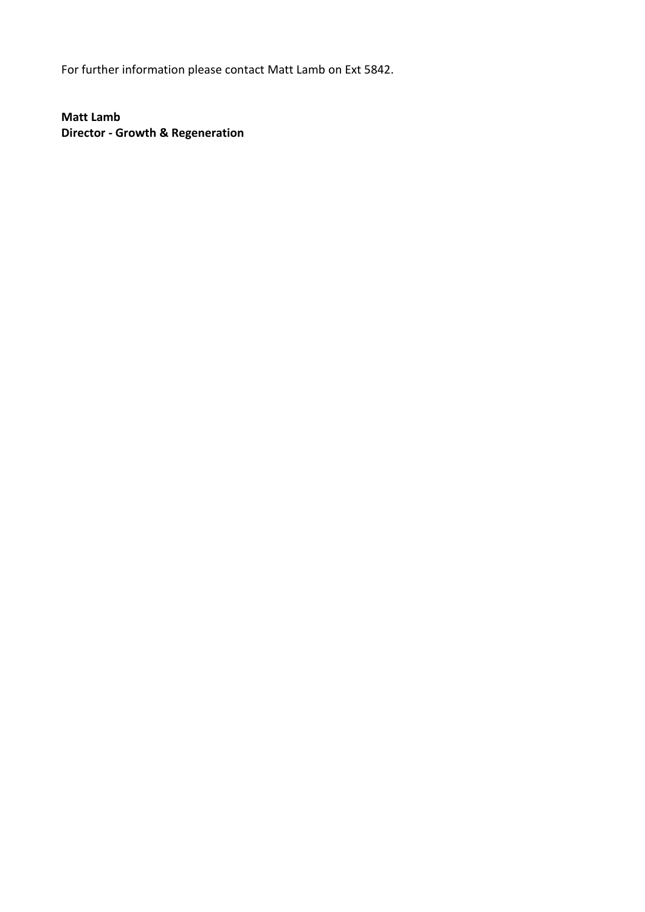For further information please contact Matt Lamb on Ext 5842.

**Matt Lamb**
**Director - Growth & Regeneration**